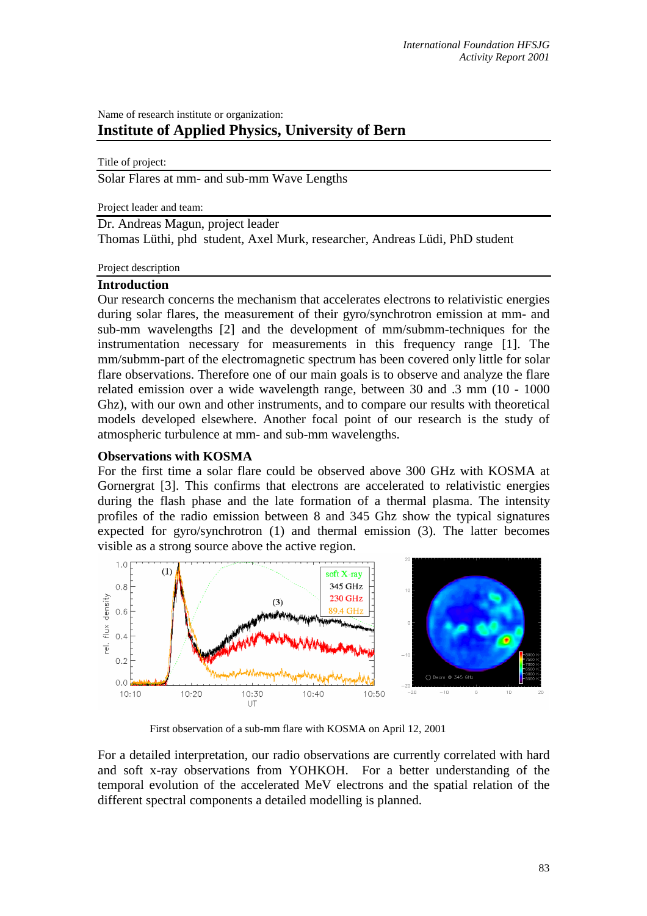Name of research institute or organization:

**Institute of Applied Physics, University of Bern**

Title of project:

Solar Flares at mm- and sub-mm Wave Lengths

Project leader and team:

Dr. Andreas Magun, project leader
Thomas Lüthi, phd student, Axel Murk, researcher, Andreas Lüdi, PhD student

Project description

## Introduction

Our research concerns the mechanism that accelerates electrons to relativistic energies during solar flares, the measurement of their gyro/synchrotron emission at mm- and sub-mm wavelengths [2] and the development of mm/submm-techniques for the instrumentation necessary for measurements in this frequency range [1]. The mm/submm-part of the electromagnetic spectrum has been covered only little for solar flare observations. Therefore one of our main goals is to observe and analyze the flare related emission over a wide wavelength range, between 30 and .3 mm (10 - 1000 Ghz), with our own and other instruments, and to compare our results with theoretical models developed elsewhere. Another focal point of our research is the study of atmospheric turbulence at mm- and sub-mm wavelengths.

## Observations with KOSMA

For the first time a solar flare could be observed above 300 GHz with KOSMA at Gornergrat [3]. This confirms that electrons are accelerated to relativistic energies during the flash phase and the late formation of a thermal plasma. The intensity profiles of the radio emission between 8 and 345 Ghz show the typical signatures expected for gyro/synchrotron (1) and thermal emission (3). The latter becomes visible as a strong source above the active region.

First observation of a sub-mm flare with KOSMA on April 12, 2001

For a detailed interpretation, our radio observations are currently correlated with hard and soft x-ray observations from YOHKOH. For a better understanding of the temporal evolution of the accelerated MeV electrons and the spatial relation of the different spectral components a detailed modelling is planned.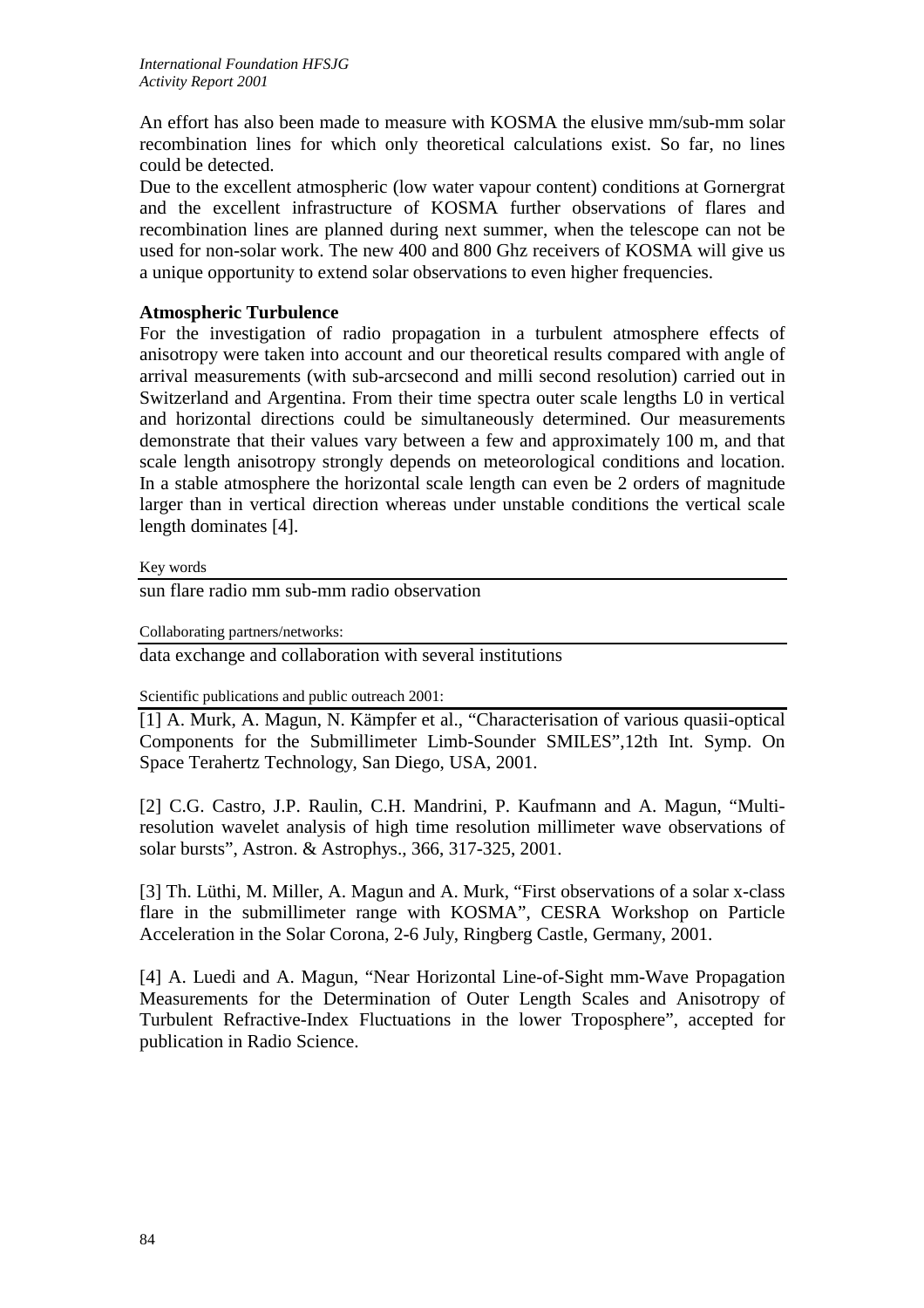An effort has also been made to measure with KOSMA the elusive mm/sub-mm solar recombination lines for which only theoretical calculations exist. So far, no lines could be detected.

Due to the excellent atmospheric (low water vapour content) conditions at Gornergrat and the excellent infrastructure of KOSMA further observations of flares and recombination lines are planned during next summer, when the telescope can not be used for non-solar work. The new 400 and 800 Ghz receivers of KOSMA will give us a unique opportunity to extend solar observations to even higher frequencies.

**Atmospheric Turbulence**

For the investigation of radio propagation in a turbulent atmosphere effects of anisotropy were taken into account and our theoretical results compared with angle of arrival measurements (with sub-arcsecond and milli second resolution) carried out in Switzerland and Argentina. From their time spectra outer scale lengths L0 in vertical and horizontal directions could be simultaneously determined. Our measurements demonstrate that their values vary between a few and approximately 100 m, and that scale length anisotropy strongly depends on meteorological conditions and location. In a stable atmosphere the horizontal scale length can even be 2 orders of magnitude larger than in vertical direction whereas under unstable conditions the vertical scale length dominates [4].

Key words

sun flare radio mm sub-mm radio observation

Collaborating partners/networks:

data exchange and collaboration with several institutions

Scientific publications and public outreach 2001:

[1] A. Murk, A. Magun, N. Kämpfer et al., "Characterisation of various quasii-optical Components for the Submillimeter Limb-Sounder SMILES",12th Int. Symp. On Space Terahertz Technology, San Diego, USA, 2001.

[2] C.G. Castro, J.P. Raulin, C.H. Mandrini, P. Kaufmann and A. Magun, "Multi-resolution wavelet analysis of high time resolution millimeter wave observations of solar bursts", Astron. & Astrophys., 366, 317-325, 2001.

[3] Th. Lüthi, M. Miller, A. Magun and A. Murk, "First observations of a solar x-class flare in the submillimeter range with KOSMA", CESRA Workshop on Particle Acceleration in the Solar Corona, 2-6 July, Ringberg Castle, Germany, 2001.

[4] A. Luedi and A. Magun, "Near Horizontal Line-of-Sight mm-Wave Propagation Measurements for the Determination of Outer Length Scales and Anisotropy of Turbulent Refractive-Index Fluctuations in the lower Troposphere", accepted for publication in Radio Science.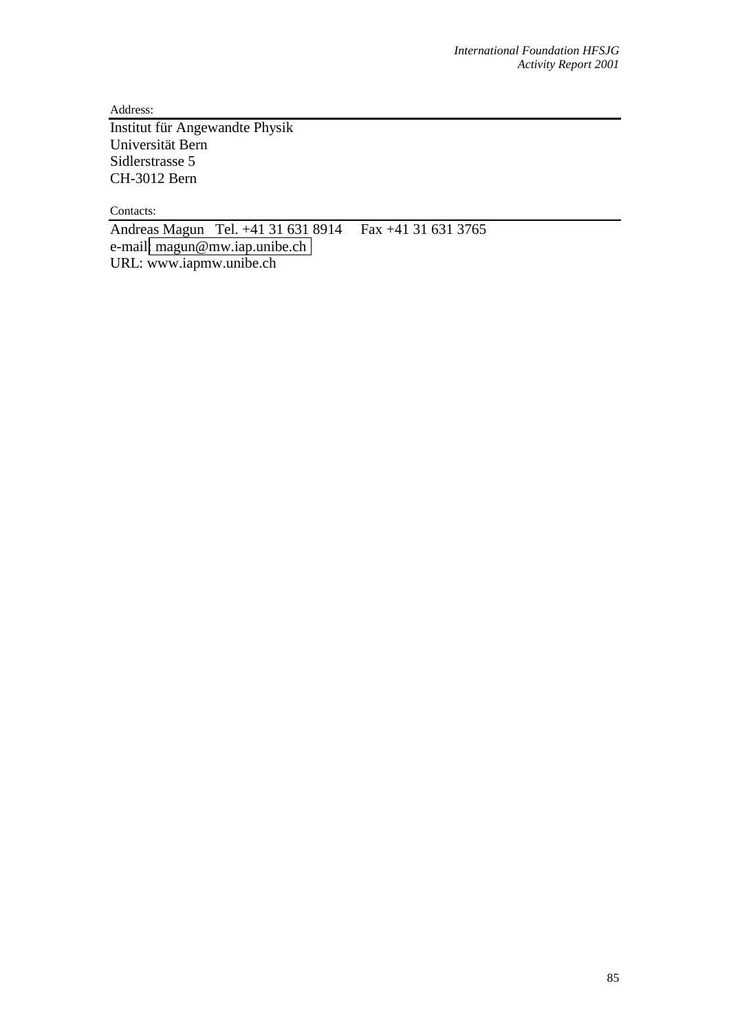Address:

Institut für Angewandte Physik
Universität Bern
Sidlerstrasse 5
CH-3012 Bern

Contacts:

Andreas Magun Tel. +41 31 631 8914 Fax +41 31 631 3765
e-mail: magun@mw.iap.unibe.ch
URL: www.iapmw.unibe.ch